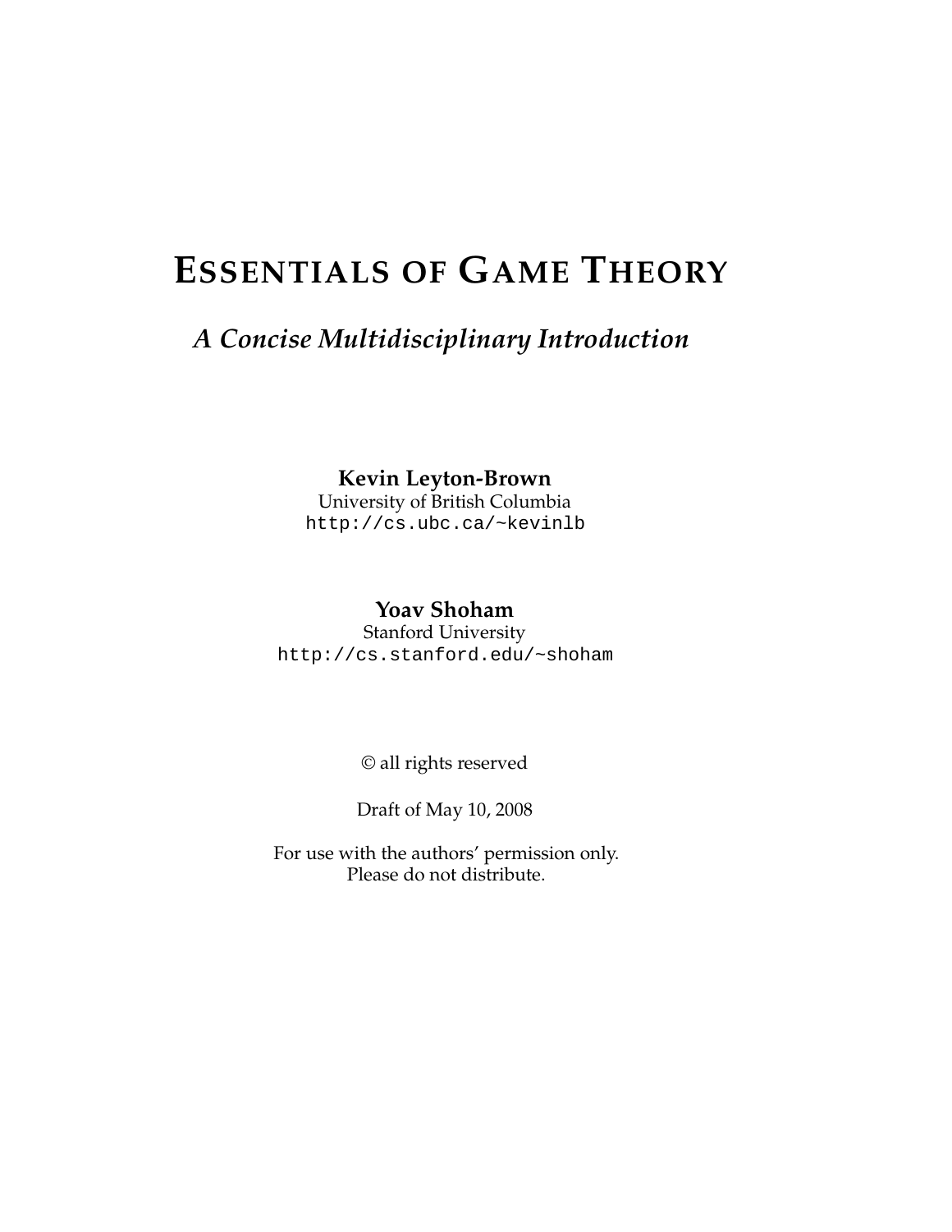# ESSENTIALS OF GAME THEORY

## *A Concise Multidisciplinary Introduction*

**Kevin Leyton-Brown**
University of British Columbia
`http://cs.ubc.ca/~kevinlb`

**Yoav Shoham**
Stanford University
`http://cs.stanford.edu/~shoham`

© all rights reserved

Draft of May 10, 2008

For use with the authors' permission only.
Please do not distribute.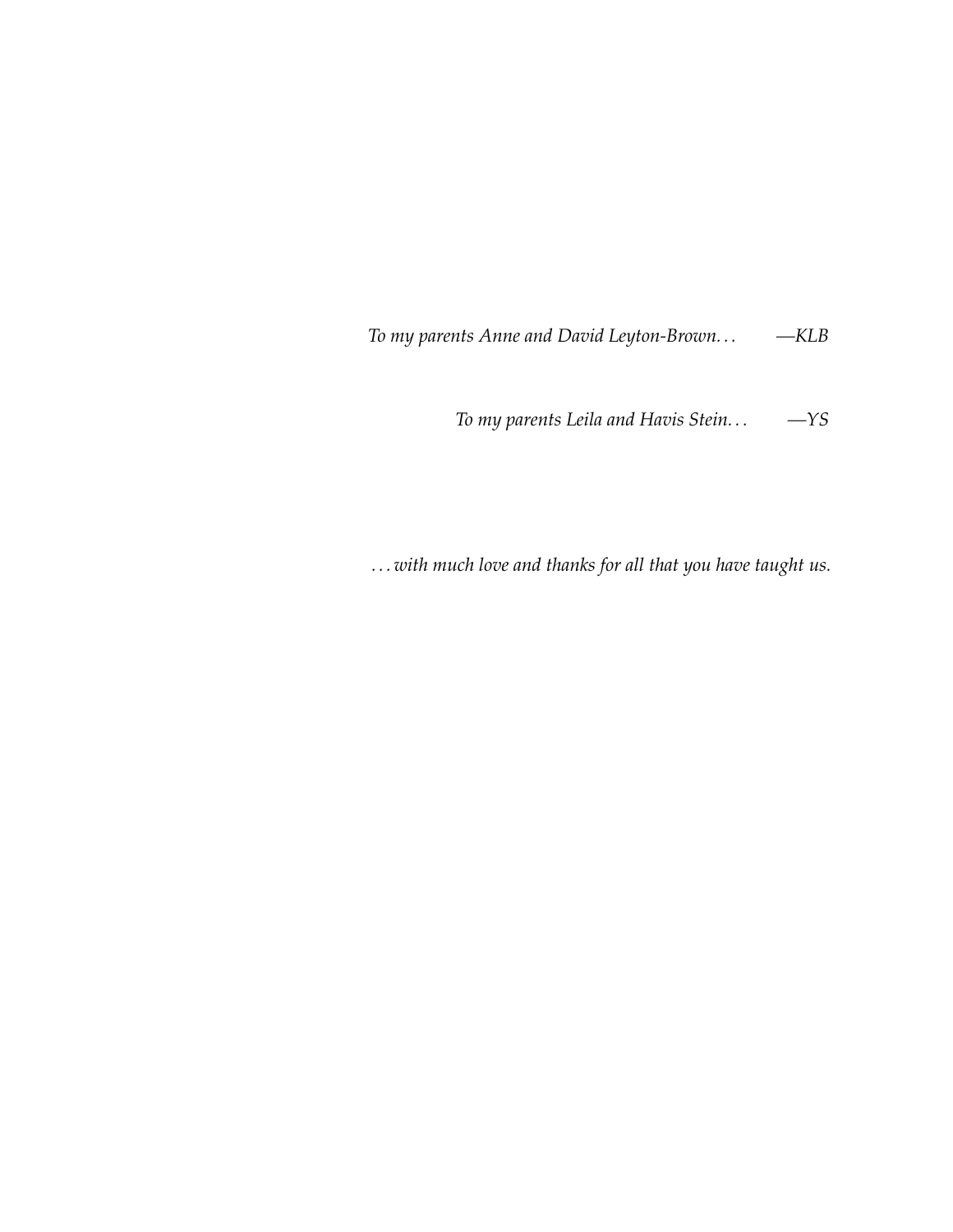*To my parents Anne and David Leyton-Brown. . .* —*KLB*

*To my parents Leila and Havis Stein. . .* —*YS*

*. . . with much love and thanks for all that you have taught us.*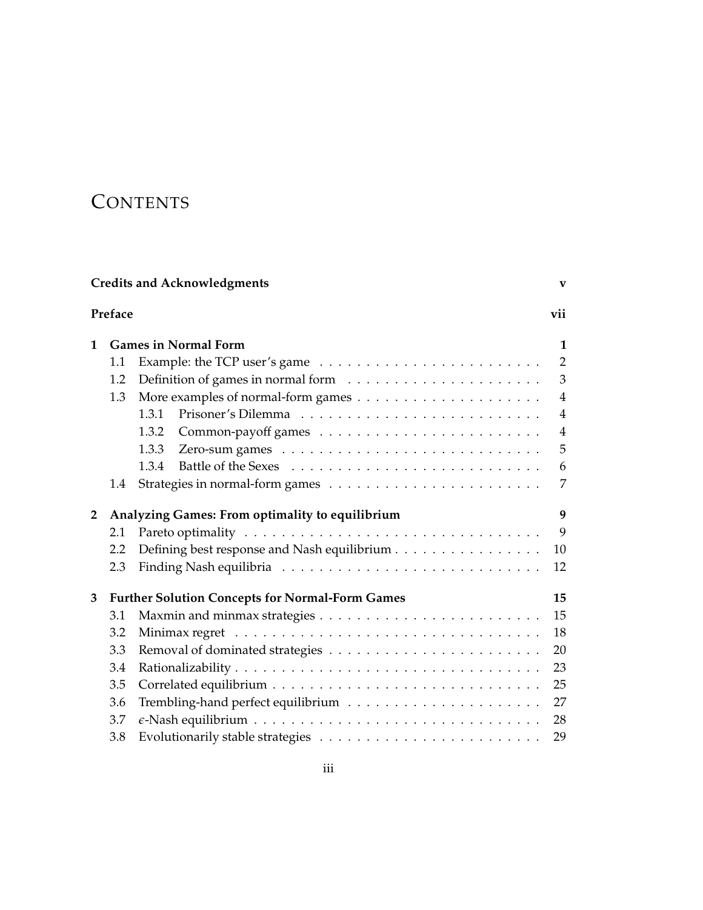# CONTENTS

| | | | |
|---|---|---|---|
| **Credits and Acknowledgments** | | | **v** |
| **Preface** | | | **vii** |
| **1** | **Games in Normal Form** | | **1** |
| | 1.1 | Example: the TCP user's game | 2 |
| | 1.2 | Definition of games in normal form | 3 |
| | 1.3 | More examples of normal-form games | 4 |
| | | 1.3.1 Prisoner's Dilemma | 4 |
| | | 1.3.2 Common-payoff games | 4 |
| | | 1.3.3 Zero-sum games | 5 |
| | | 1.3.4 Battle of the Sexes | 6 |
| | 1.4 | Strategies in normal-form games | 7 |
| **2** | **Analyzing Games: From optimality to equilibrium** | | **9** |
| | 2.1 | Pareto optimality | 9 |
| | 2.2 | Defining best response and Nash equilibrium | 10 |
| | 2.3 | Finding Nash equilibria | 12 |
| **3** | **Further Solution Concepts for Normal-Form Games** | | **15** |
| | 3.1 | Maxmin and minmax strategies | 15 |
| | 3.2 | Minimax regret | 18 |
| | 3.3 | Removal of dominated strategies | 20 |
| | 3.4 | Rationalizability | 23 |
| | 3.5 | Correlated equilibrium | 25 |
| | 3.6 | Trembling-hand perfect equilibrium | 27 |
| | 3.7 | $\epsilon$-Nash equilibrium | 28 |
| | 3.8 | Evolutionarily stable strategies | 29 |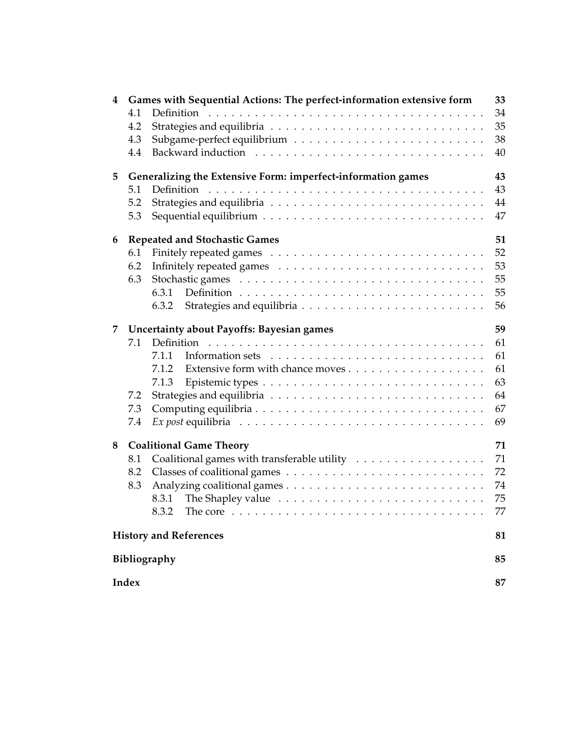**4 Games with Sequential Actions: The perfect-information extensive form** 33
- 4.1 Definition 34
- 4.2 Strategies and equilibria 35
- 4.3 Subgame-perfect equilibrium 38
- 4.4 Backward induction 40

**5 Generalizing the Extensive Form: imperfect-information games** 43
- 5.1 Definition 43
- 5.2 Strategies and equilibria 44
- 5.3 Sequential equilibrium 47

**6 Repeated and Stochastic Games** 51
- 6.1 Finitely repeated games 52
- 6.2 Infinitely repeated games 53
- 6.3 Stochastic games 55
  - 6.3.1 Definition 55
  - 6.3.2 Strategies and equilibria 56

**7 Uncertainty about Payoffs: Bayesian games** 59
- 7.1 Definition 61
  - 7.1.1 Information sets 61
  - 7.1.2 Extensive form with chance moves 61
  - 7.1.3 Epistemic types 63
- 7.2 Strategies and equilibria 64
- 7.3 Computing equilibria 67
- 7.4 *Ex post* equilibria 69

**8 Coalitional Game Theory** 71
- 8.1 Coalitional games with transferable utility 71
- 8.2 Classes of coalitional games 72
- 8.3 Analyzing coalitional games 74
  - 8.3.1 The Shapley value 75
  - 8.3.2 The core 77

**History and References** 81

**Bibliography** 85

**Index** 87